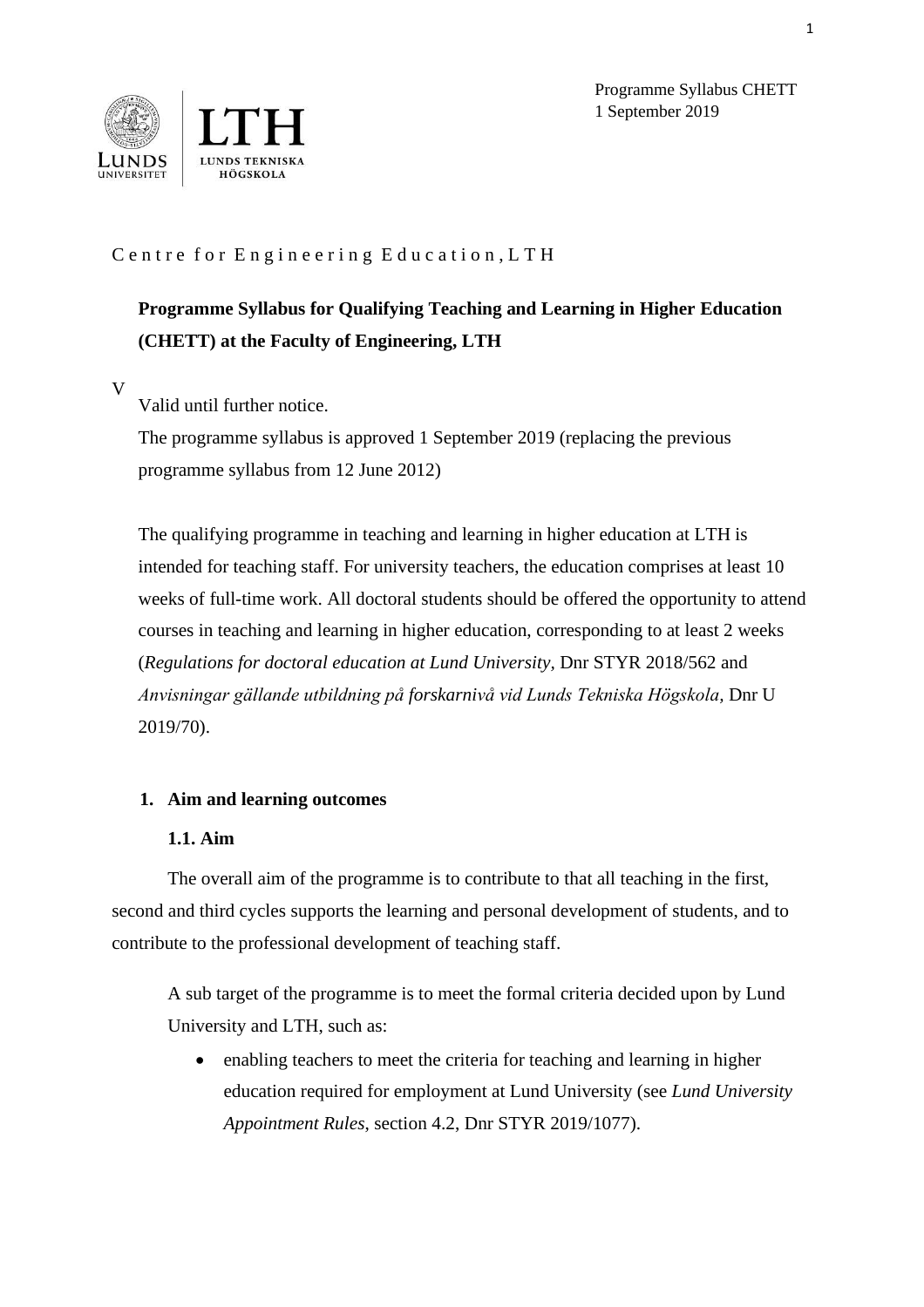Programme Syllabus CHETT
1 September 2019

Centre for Engineering Education, LTH

**Programme Syllabus for Qualifying Teaching and Learning in Higher Education (CHETT) at the Faculty of Engineering, LTH**

V

Valid until further notice.
The programme syllabus is approved 1 September 2019 (replacing the previous programme syllabus from 12 June 2012)

The qualifying programme in teaching and learning in higher education at LTH is intended for teaching staff. For university teachers, the education comprises at least 10 weeks of full-time work. All doctoral students should be offered the opportunity to attend courses in teaching and learning in higher education, corresponding to at least 2 weeks (*Regulations for doctoral education at Lund University*, Dnr STYR 2018/562 and *Anvisningar gällande utbildning på forskarnivå vid Lunds Tekniska Högskola*, Dnr U 2019/70).

## 1. Aim and learning outcomes

### 1.1. Aim

The overall aim of the programme is to contribute to that all teaching in the first, second and third cycles supports the learning and personal development of students, and to contribute to the professional development of teaching staff.

A sub target of the programme is to meet the formal criteria decided upon by Lund University and LTH, such as:

- enabling teachers to meet the criteria for teaching and learning in higher education required for employment at Lund University (see *Lund University Appointment Rules*, section 4.2, Dnr STYR 2019/1077).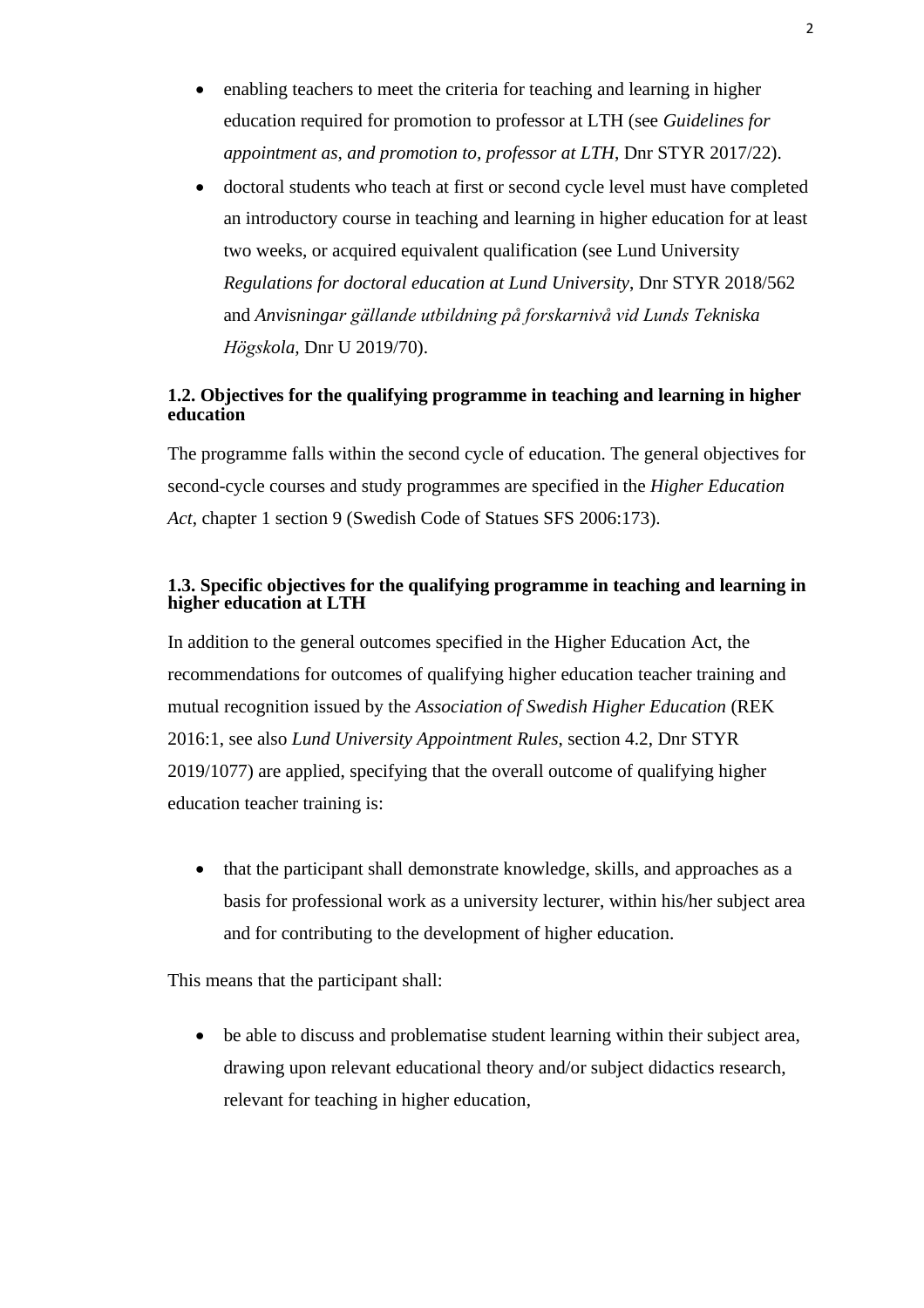- enabling teachers to meet the criteria for teaching and learning in higher education required for promotion to professor at LTH (see *Guidelines for appointment as, and promotion to, professor at LTH*, Dnr STYR 2017/22).
- doctoral students who teach at first or second cycle level must have completed an introductory course in teaching and learning in higher education for at least two weeks, or acquired equivalent qualification (see Lund University *Regulations for doctoral education at Lund University*, Dnr STYR 2018/562 and *Anvisningar gällande utbildning på forskarnivå vid Lunds Tekniska Högskola*, Dnr U 2019/70).

### 1.2. Objectives for the qualifying programme in teaching and learning in higher education

The programme falls within the second cycle of education. The general objectives for second-cycle courses and study programmes are specified in the *Higher Education Act*, chapter 1 section 9 (Swedish Code of Statues SFS 2006:173).

### 1.3. Specific objectives for the qualifying programme in teaching and learning in higher education at LTH

In addition to the general outcomes specified in the Higher Education Act, the recommendations for outcomes of qualifying higher education teacher training and mutual recognition issued by the *Association of Swedish Higher Education* (REK 2016:1, see also *Lund University Appointment Rules*, section 4.2, Dnr STYR 2019/1077) are applied, specifying that the overall outcome of qualifying higher education teacher training is:

- that the participant shall demonstrate knowledge, skills, and approaches as a basis for professional work as a university lecturer, within his/her subject area and for contributing to the development of higher education.

This means that the participant shall:

- be able to discuss and problematise student learning within their subject area, drawing upon relevant educational theory and/or subject didactics research, relevant for teaching in higher education,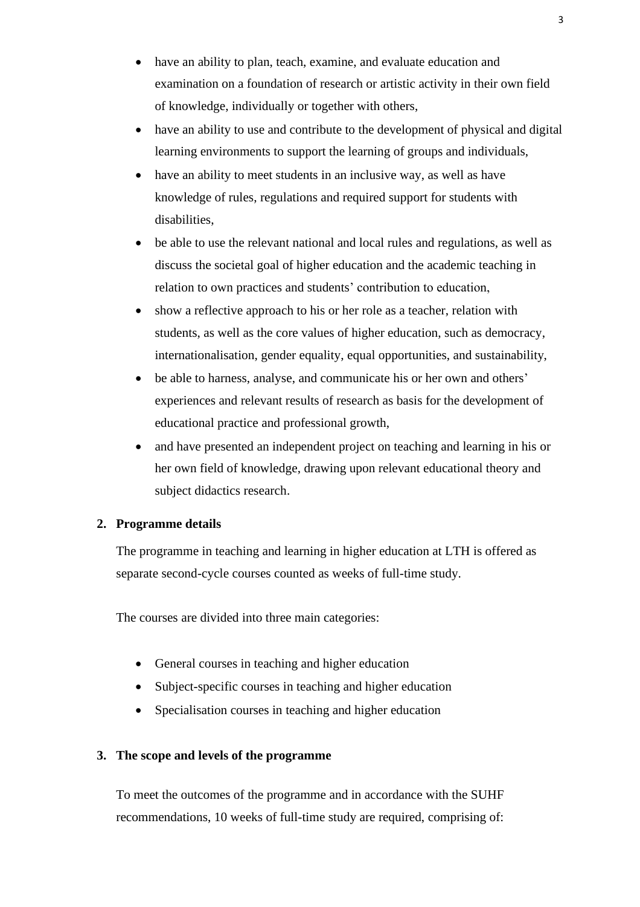- have an ability to plan, teach, examine, and evaluate education and examination on a foundation of research or artistic activity in their own field of knowledge, individually or together with others,
- have an ability to use and contribute to the development of physical and digital learning environments to support the learning of groups and individuals,
- have an ability to meet students in an inclusive way, as well as have knowledge of rules, regulations and required support for students with disabilities,
- be able to use the relevant national and local rules and regulations, as well as discuss the societal goal of higher education and the academic teaching in relation to own practices and students' contribution to education,
- show a reflective approach to his or her role as a teacher, relation with students, as well as the core values of higher education, such as democracy, internationalisation, gender equality, equal opportunities, and sustainability,
- be able to harness, analyse, and communicate his or her own and others' experiences and relevant results of research as basis for the development of educational practice and professional growth,
- and have presented an independent project on teaching and learning in his or her own field of knowledge, drawing upon relevant educational theory and subject didactics research.

## 2. Programme details

The programme in teaching and learning in higher education at LTH is offered as separate second-cycle courses counted as weeks of full-time study.

The courses are divided into three main categories:

- General courses in teaching and higher education
- Subject-specific courses in teaching and higher education
- Specialisation courses in teaching and higher education

## 3. The scope and levels of the programme

To meet the outcomes of the programme and in accordance with the SUHF recommendations, 10 weeks of full-time study are required, comprising of: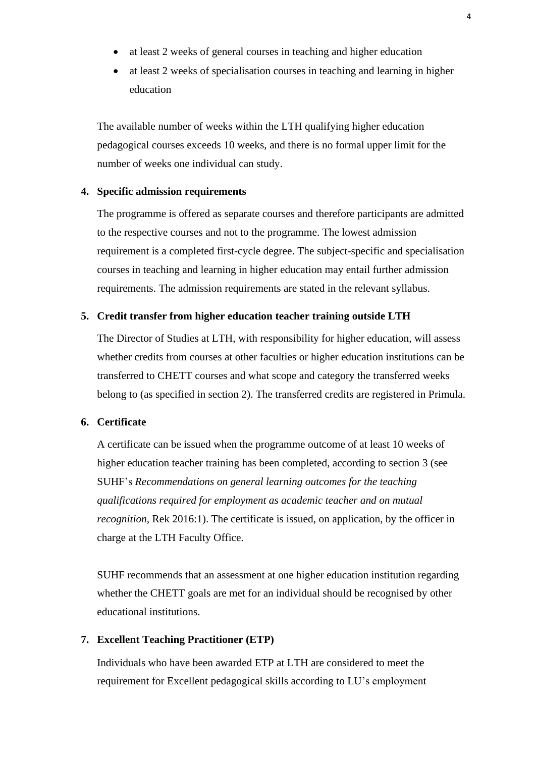- at least 2 weeks of general courses in teaching and higher education
- at least 2 weeks of specialisation courses in teaching and learning in higher education

The available number of weeks within the LTH qualifying higher education pedagogical courses exceeds 10 weeks, and there is no formal upper limit for the number of weeks one individual can study.

**4. Specific admission requirements**

The programme is offered as separate courses and therefore participants are admitted to the respective courses and not to the programme. The lowest admission requirement is a completed first-cycle degree. The subject-specific and specialisation courses in teaching and learning in higher education may entail further admission requirements. The admission requirements are stated in the relevant syllabus.

**5. Credit transfer from higher education teacher training outside LTH**

The Director of Studies at LTH, with responsibility for higher education, will assess whether credits from courses at other faculties or higher education institutions can be transferred to CHETT courses and what scope and category the transferred weeks belong to (as specified in section 2). The transferred credits are registered in Primula.

**6. Certificate**

A certificate can be issued when the programme outcome of at least 10 weeks of higher education teacher training has been completed, according to section 3 (see SUHF's *Recommendations on general learning outcomes for the teaching qualifications required for employment as academic teacher and on mutual recognition,* Rek 2016:1). The certificate is issued, on application, by the officer in charge at the LTH Faculty Office.

SUHF recommends that an assessment at one higher education institution regarding whether the CHETT goals are met for an individual should be recognised by other educational institutions.

**7. Excellent Teaching Practitioner (ETP)**

Individuals who have been awarded ETP at LTH are considered to meet the requirement for Excellent pedagogical skills according to LU's employment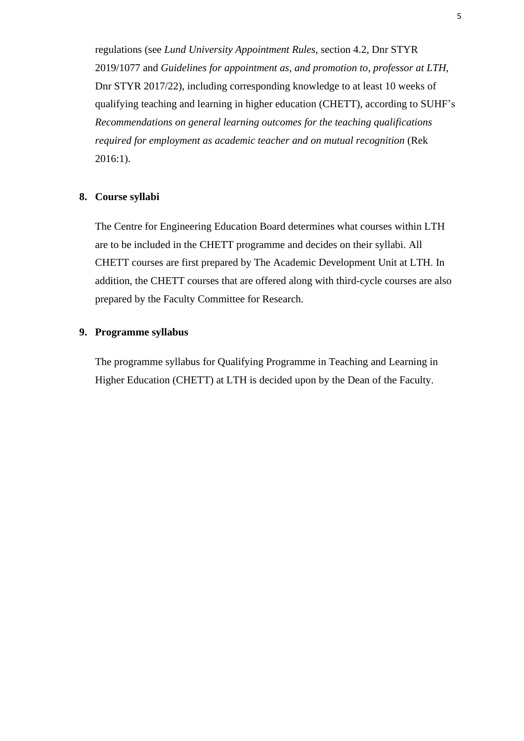regulations (see *Lund University Appointment Rules*, section 4.2, Dnr STYR 2019/1077 and *Guidelines for appointment as, and promotion to, professor at LTH*, Dnr STYR 2017/22), including corresponding knowledge to at least 10 weeks of qualifying teaching and learning in higher education (CHETT), according to SUHF's *Recommendations on general learning outcomes for the teaching qualifications required for employment as academic teacher and on mutual recognition* (Rek 2016:1).

## 8. Course syllabi

The Centre for Engineering Education Board determines what courses within LTH are to be included in the CHETT programme and decides on their syllabi. All CHETT courses are first prepared by The Academic Development Unit at LTH. In addition, the CHETT courses that are offered along with third-cycle courses are also prepared by the Faculty Committee for Research.

## 9. Programme syllabus

The programme syllabus for Qualifying Programme in Teaching and Learning in Higher Education (CHETT) at LTH is decided upon by the Dean of the Faculty.